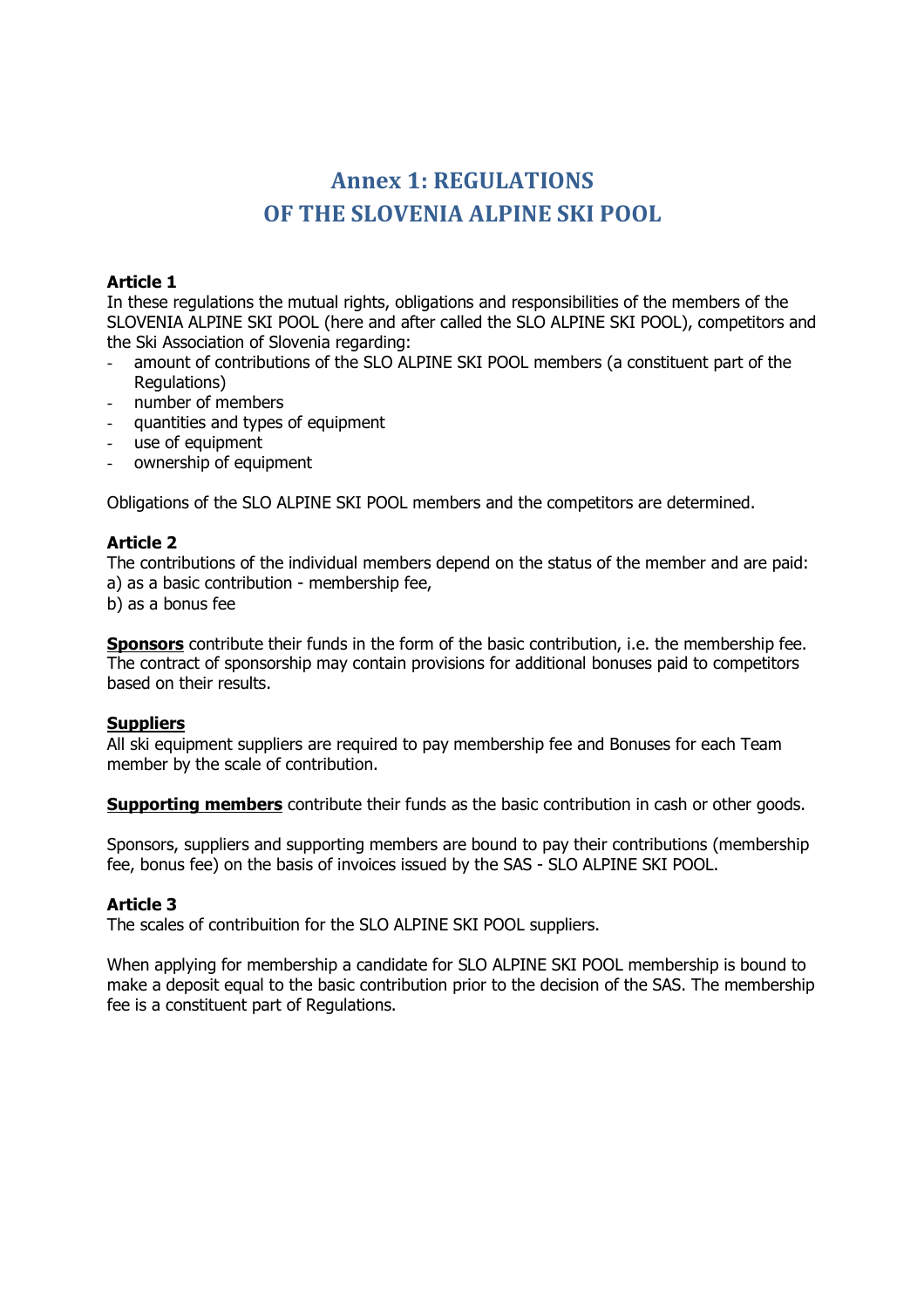# Annex 1: REGULATIONS OF THE SLOVENIA ALPINE SKI POOL

**Article 1**
In these regulations the mutual rights, obligations and responsibilities of the members of the SLOVENIA ALPINE SKI POOL (here and after called the SLO ALPINE SKI POOL), competitors and the Ski Association of Slovenia regarding:

- amount of contributions of the SLO ALPINE SKI POOL members (a constituent part of the Regulations)
- number of members
- quantities and types of equipment
- use of equipment
- ownership of equipment

Obligations of the SLO ALPINE SKI POOL members and the competitors are determined.

**Article 2**
The contributions of the individual members depend on the status of the member and are paid:
a) as a basic contribution - membership fee,
b) as a bonus fee

**Sponsors** contribute their funds in the form of the basic contribution, i.e. the membership fee. The contract of sponsorship may contain provisions for additional bonuses paid to competitors based on their results.

**Suppliers**
All ski equipment suppliers are required to pay membership fee and Bonuses for each Team member by the scale of contribution.

**Supporting members** contribute their funds as the basic contribution in cash or other goods.

Sponsors, suppliers and supporting members are bound to pay their contributions (membership fee, bonus fee) on the basis of invoices issued by the SAS - SLO ALPINE SKI POOL.

**Article 3**
The scales of contribuition for the SLO ALPINE SKI POOL suppliers.

When applying for membership a candidate for SLO ALPINE SKI POOL membership is bound to make a deposit equal to the basic contribution prior to the decision of the SAS. The membership fee is a constituent part of Regulations.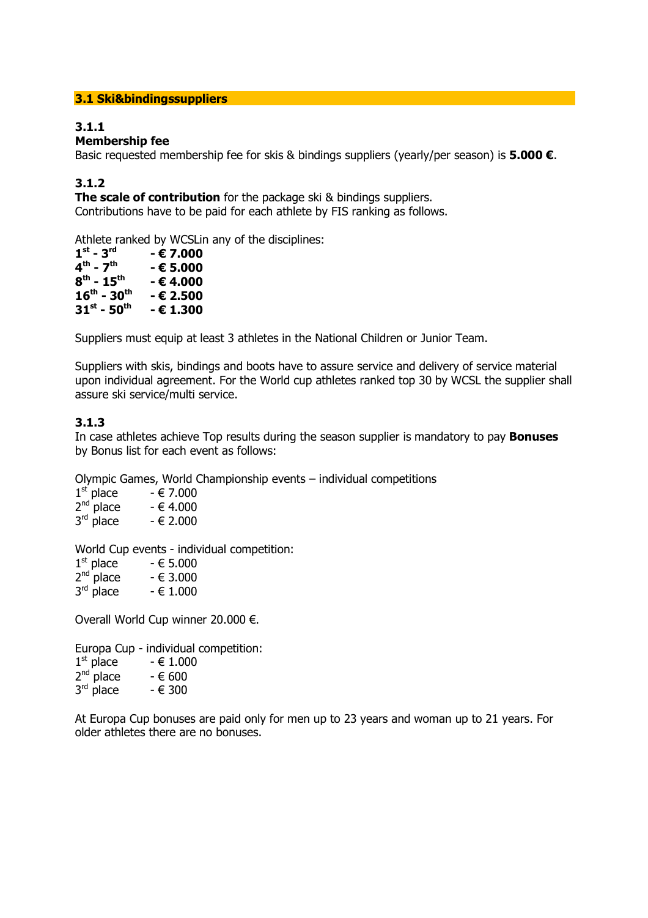## 3.1 Ski&bindingssuppliers

### 3.1.1
**Membership fee**

Basic requested membership fee for skis & bindings suppliers (yearly/per season) is **5.000 €**.

### 3.1.2
**The scale of contribution** for the package ski & bindings suppliers.
Contributions have to be paid for each athlete by FIS ranking as follows.

Athlete ranked by WCSLin any of the disciplines:

**1st - 3rd - € 7.000**
**4th - 7th - € 5.000**
**8th - 15th - € 4.000**
**16th - 30th - € 2.500**
**31st - 50th - € 1.300**

Suppliers must equip at least 3 athletes in the National Children or Junior Team.

Suppliers with skis, bindings and boots have to assure service and delivery of service material upon individual agreement. For the World cup athletes ranked top 30 by WCSL the supplier shall assure ski service/multi service.

### 3.1.3
In case athletes achieve Top results during the season supplier is mandatory to pay **Bonuses** by Bonus list for each event as follows:

Olympic Games, World Championship events – individual competitions
1st place - € 7.000
2nd place - € 4.000
3rd place - € 2.000

World Cup events - individual competition:
1st place - € 5.000
2nd place - € 3.000
3rd place - € 1.000

Overall World Cup winner 20.000 €.

Europa Cup - individual competition:
1st place - € 1.000
2nd place - € 600
3rd place - € 300

At Europa Cup bonuses are paid only for men up to 23 years and woman up to 21 years. For older athletes there are no bonuses.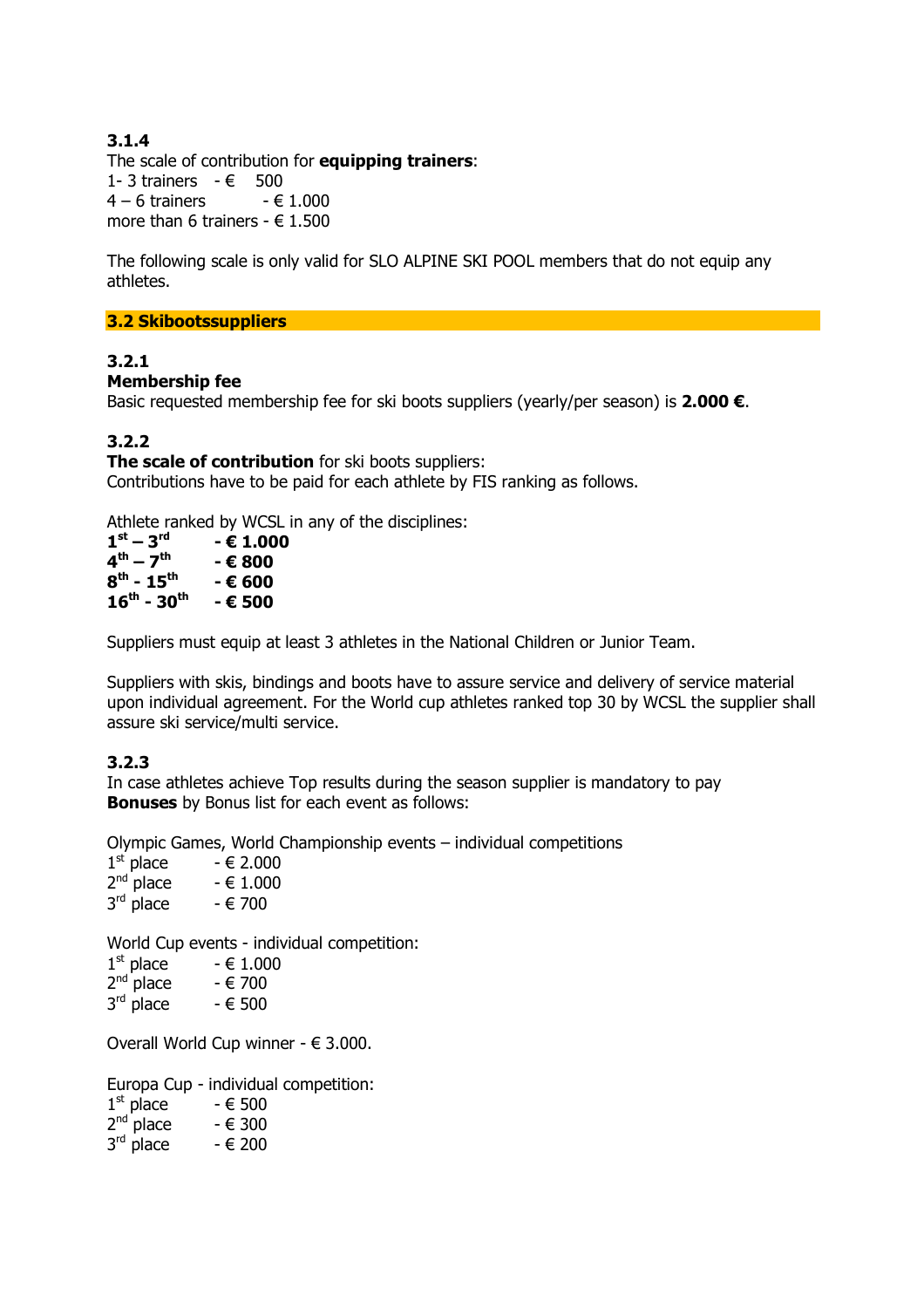### 3.1.4

The scale of contribution for **equipping trainers**:

1- 3 trainers - € 500
4 – 6 trainers - € 1.000
more than 6 trainers - € 1.500

The following scale is only valid for SLO ALPINE SKI POOL members that do not equip any athletes.

## 3.2 Skibootssuppliers

### 3.2.1

**Membership fee**

Basic requested membership fee for ski boots suppliers (yearly/per season) is **2.000 €**.

### 3.2.2

**The scale of contribution** for ski boots suppliers:
Contributions have to be paid for each athlete by FIS ranking as follows.

Athlete ranked by WCSL in any of the disciplines:

**1st – 3rd - € 1.000**
**4th – 7th - € 800**
**8th - 15th - € 600**
**16th - 30th - € 500**

Suppliers must equip at least 3 athletes in the National Children or Junior Team.

Suppliers with skis, bindings and boots have to assure service and delivery of service material upon individual agreement. For the World cup athletes ranked top 30 by WCSL the supplier shall assure ski service/multi service.

### 3.2.3

In case athletes achieve Top results during the season supplier is mandatory to pay **Bonuses** by Bonus list for each event as follows:

Olympic Games, World Championship events – individual competitions

1st place - € 2.000
2nd place - € 1.000
3rd place - € 700

World Cup events - individual competition:

1st place - € 1.000
2nd place - € 700
3rd place - € 500

Overall World Cup winner - € 3.000.

Europa Cup - individual competition:

1st place - € 500
2nd place - € 300
3rd place - € 200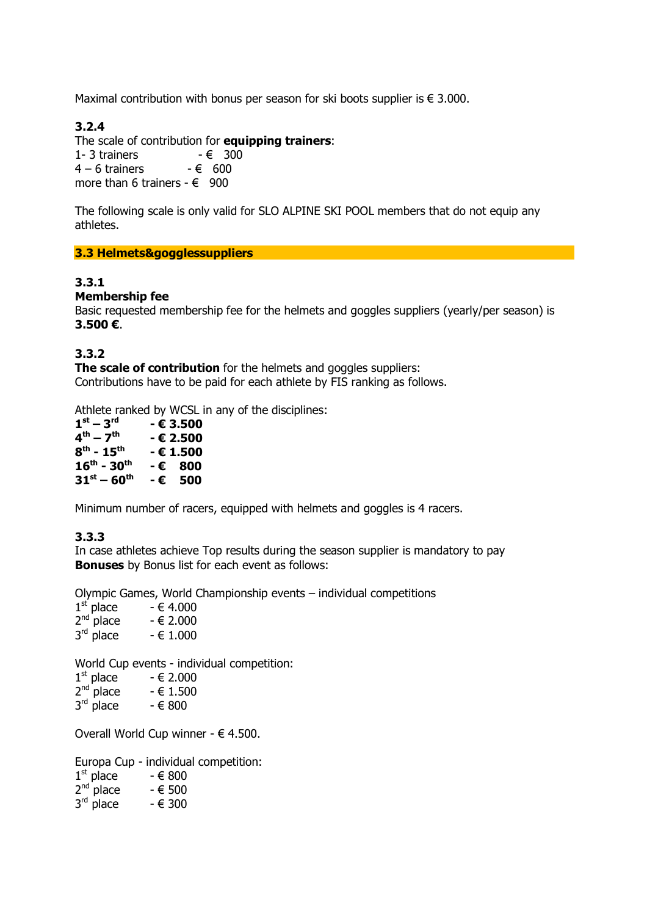Maximal contribution with bonus per season for ski boots supplier is € 3.000.

### 3.2.4

The scale of contribution for **equipping trainers**:

1- 3 trainers - € 300
4 – 6 trainers - € 600
more than 6 trainers - € 900

The following scale is only valid for SLO ALPINE SKI POOL members that do not equip any athletes.

## 3.3 Helmets&gogglessuppliers

### 3.3.1

**Membership fee**

Basic requested membership fee for the helmets and goggles suppliers (yearly/per season) is **3.500 €**.

### 3.3.2

**The scale of contribution** for the helmets and goggles suppliers:
Contributions have to be paid for each athlete by FIS ranking as follows.

Athlete ranked by WCSL in any of the disciplines:

**1st – 3rd - € 3.500**
**4th – 7th - € 2.500**
**8th - 15th - € 1.500**
**16th - 30th - € 800**
**31st – 60th - € 500**

Minimum number of racers, equipped with helmets and goggles is 4 racers.

### 3.3.3

In case athletes achieve Top results during the season supplier is mandatory to pay **Bonuses** by Bonus list for each event as follows:

Olympic Games, World Championship events – individual competitions

1st place - € 4.000
2nd place - € 2.000
3rd place - € 1.000

World Cup events - individual competition:

1st place - € 2.000
2nd place - € 1.500
3rd place - € 800

Overall World Cup winner - € 4.500.

Europa Cup - individual competition:

1st place - € 800
2nd place - € 500
3rd place - € 300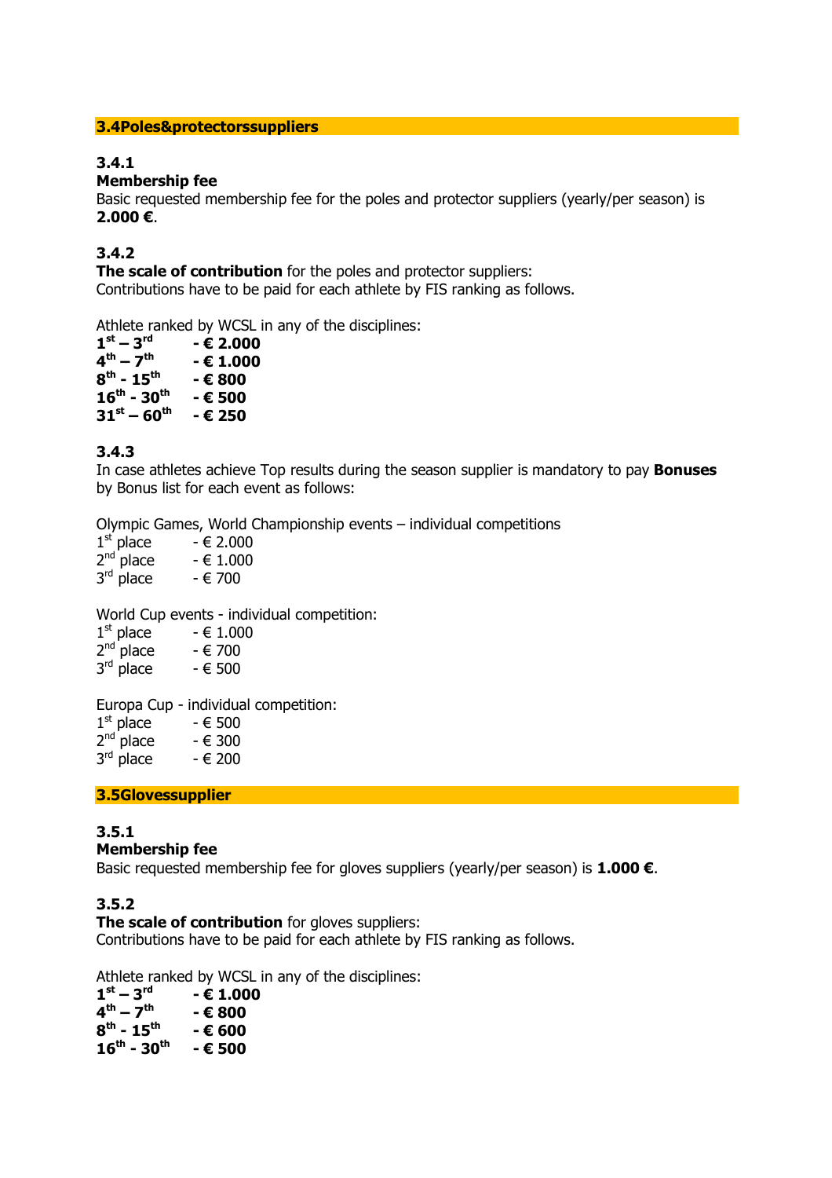## 3.4Poles&protectorssuppliers

### 3.4.1
**Membership fee**
Basic requested membership fee for the poles and protector suppliers (yearly/per season) is **2.000 €**.

### 3.4.2
**The scale of contribution** for the poles and protector suppliers:
Contributions have to be paid for each athlete by FIS ranking as follows.

Athlete ranked by WCSL in any of the disciplines:

| | |
|---|---|
| **1st – 3rd** | **- € 2.000** |
| **4th – 7th** | **- € 1.000** |
| **8th - 15th** | **- € 800** |
| **16th - 30th** | **- € 500** |
| **31st – 60th** | **- € 250** |

### 3.4.3
In case athletes achieve Top results during the season supplier is mandatory to pay **Bonuses** by Bonus list for each event as follows:

Olympic Games, World Championship events – individual competitions

| | |
|---|---|
| 1st place | - € 2.000 |
| 2nd place | - € 1.000 |
| 3rd place | - € 700 |

World Cup events - individual competition:

| | |
|---|---|
| 1st place | - € 1.000 |
| 2nd place | - € 700 |
| 3rd place | - € 500 |

Europa Cup - individual competition:

| | |
|---|---|
| 1st place | - € 500 |
| 2nd place | - € 300 |
| 3rd place | - € 200 |

## 3.5Glovessupplier

### 3.5.1
**Membership fee**
Basic requested membership fee for gloves suppliers (yearly/per season) is **1.000 €**.

### 3.5.2
**The scale of contribution** for gloves suppliers:
Contributions have to be paid for each athlete by FIS ranking as follows.

Athlete ranked by WCSL in any of the disciplines:

| | |
|---|---|
| **1st – 3rd** | **- € 1.000** |
| **4th – 7th** | **- € 800** |
| **8th - 15th** | **- € 600** |
| **16th - 30th** | **- € 500** |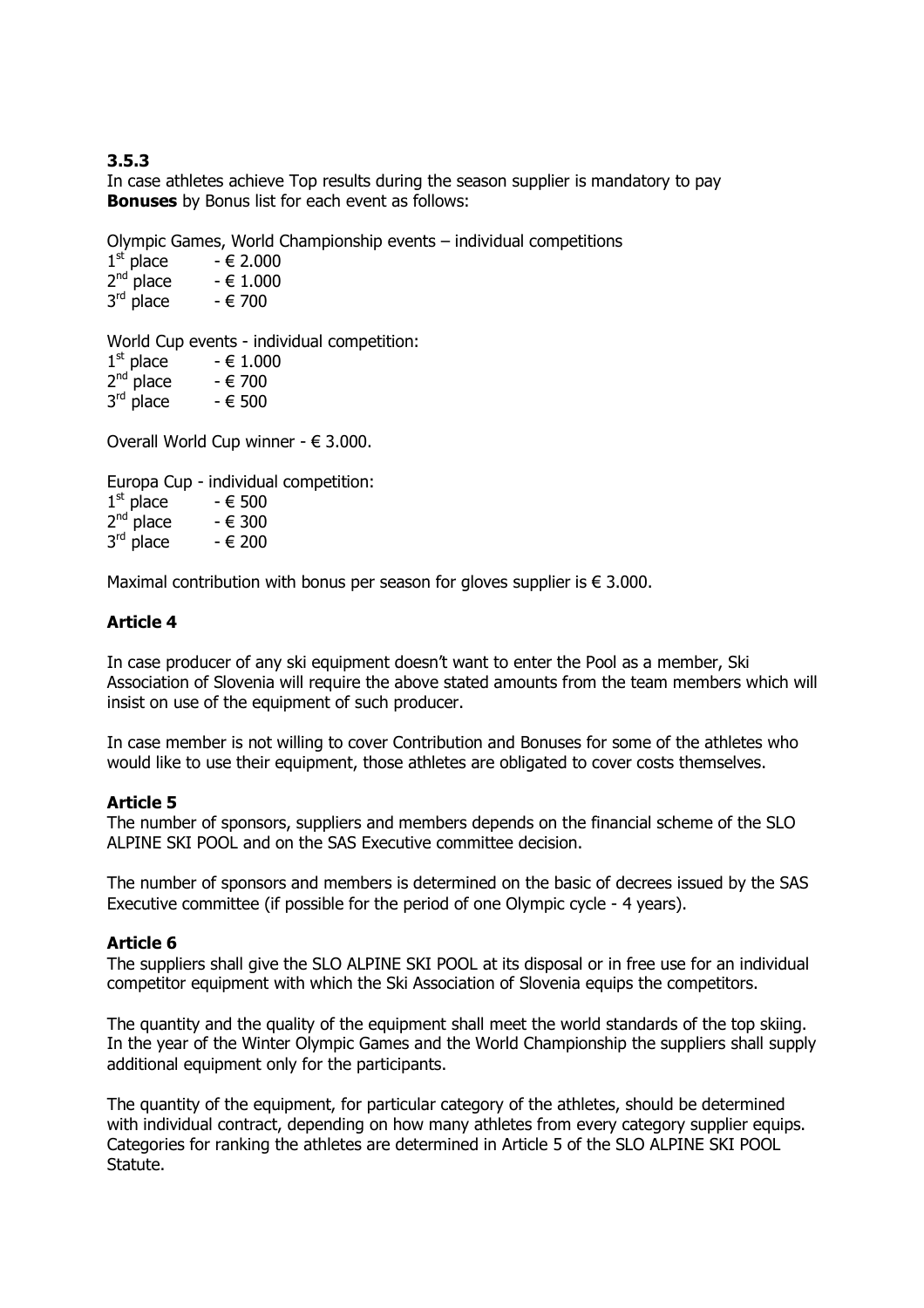### 3.5.3

In case athletes achieve Top results during the season supplier is mandatory to pay **Bonuses** by Bonus list for each event as follows:

Olympic Games, World Championship events – individual competitions
1st place - € 2.000
2nd place - € 1.000
3rd place - € 700

World Cup events - individual competition:
1st place - € 1.000
2nd place - € 700
3rd place - € 500

Overall World Cup winner - € 3.000.

Europa Cup - individual competition:
1st place - € 500
2nd place - € 300
3rd place - € 200

Maximal contribution with bonus per season for gloves supplier is € 3.000.

### Article 4

In case producer of any ski equipment doesn't want to enter the Pool as a member, Ski Association of Slovenia will require the above stated amounts from the team members which will insist on use of the equipment of such producer.

In case member is not willing to cover Contribution and Bonuses for some of the athletes who would like to use their equipment, those athletes are obligated to cover costs themselves.

### Article 5

The number of sponsors, suppliers and members depends on the financial scheme of the SLO ALPINE SKI POOL and on the SAS Executive committee decision.

The number of sponsors and members is determined on the basic of decrees issued by the SAS Executive committee (if possible for the period of one Olympic cycle - 4 years).

### Article 6

The suppliers shall give the SLO ALPINE SKI POOL at its disposal or in free use for an individual competitor equipment with which the Ski Association of Slovenia equips the competitors.

The quantity and the quality of the equipment shall meet the world standards of the top skiing. In the year of the Winter Olympic Games and the World Championship the suppliers shall supply additional equipment only for the participants.

The quantity of the equipment, for particular category of the athletes, should be determined with individual contract, depending on how many athletes from every category supplier equips. Categories for ranking the athletes are determined in Article 5 of the SLO ALPINE SKI POOL Statute.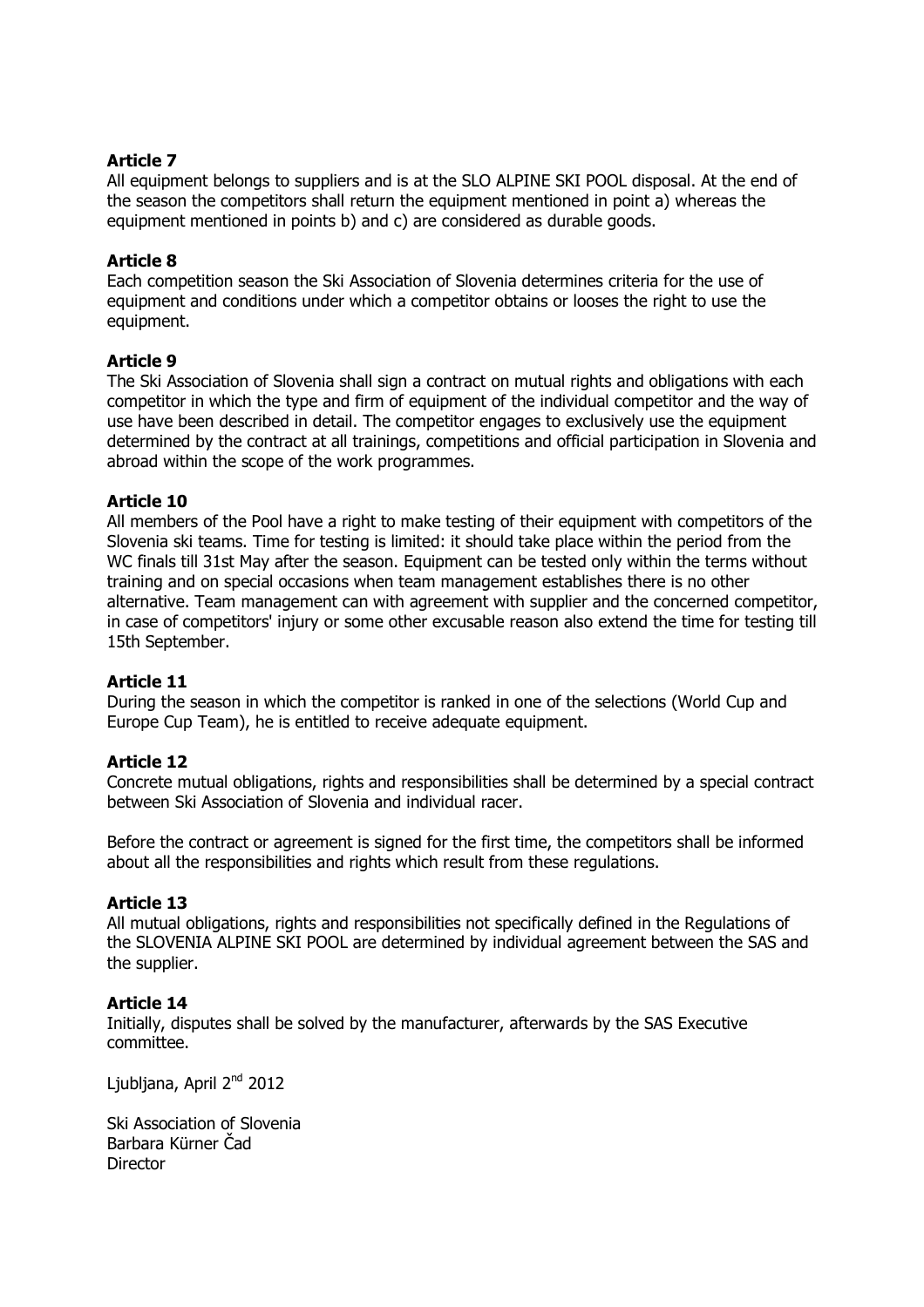### Article 7

All equipment belongs to suppliers and is at the SLO ALPINE SKI POOL disposal. At the end of the season the competitors shall return the equipment mentioned in point a) whereas the equipment mentioned in points b) and c) are considered as durable goods.

### Article 8

Each competition season the Ski Association of Slovenia determines criteria for the use of equipment and conditions under which a competitor obtains or looses the right to use the equipment.

### Article 9

The Ski Association of Slovenia shall sign a contract on mutual rights and obligations with each competitor in which the type and firm of equipment of the individual competitor and the way of use have been described in detail. The competitor engages to exclusively use the equipment determined by the contract at all trainings, competitions and official participation in Slovenia and abroad within the scope of the work programmes.

### Article 10

All members of the Pool have a right to make testing of their equipment with competitors of the Slovenia ski teams. Time for testing is limited: it should take place within the period from the WC finals till 31st May after the season. Equipment can be tested only within the terms without training and on special occasions when team management establishes there is no other alternative. Team management can with agreement with supplier and the concerned competitor, in case of competitors' injury or some other excusable reason also extend the time for testing till 15th September.

### Article 11

During the season in which the competitor is ranked in one of the selections (World Cup and Europe Cup Team), he is entitled to receive adequate equipment.

### Article 12

Concrete mutual obligations, rights and responsibilities shall be determined by a special contract between Ski Association of Slovenia and individual racer.

Before the contract or agreement is signed for the first time, the competitors shall be informed about all the responsibilities and rights which result from these regulations.

### Article 13

All mutual obligations, rights and responsibilities not specifically defined in the Regulations of the SLOVENIA ALPINE SKI POOL are determined by individual agreement between the SAS and the supplier.

### Article 14

Initially, disputes shall be solved by the manufacturer, afterwards by the SAS Executive committee.

Ljubljana, April 2nd 2012

Ski Association of Slovenia
Barbara Kürner Čad
Director